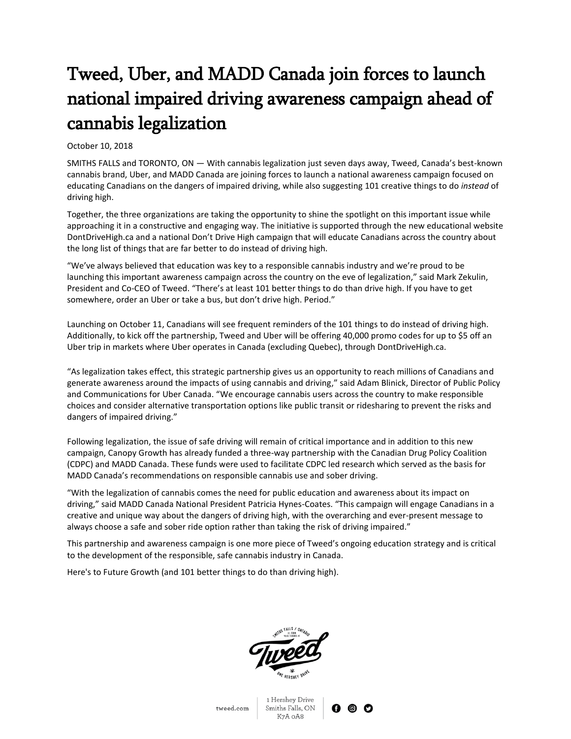# Tweed, Uber, and MADD Canada join forces to launch national impaired driving awareness campaign ahead of cannabis legalization

October 10, 2018

SMITHS FALLS and TORONTO, ON — With cannabis legalization just seven days away, Tweed, Canada's best-known cannabis brand, Uber, and MADD Canada are joining forces to launch a national awareness campaign focused on educating Canadians on the dangers of impaired driving, while also suggesting 101 creative things to do *instead* of driving high.

Together, the three organizations are taking the opportunity to shine the spotlight on this important issue while approaching it in a constructive and engaging way. The initiative is supported through the new educational website DontDriveHigh.ca and a national Don't Drive High campaign that will educate Canadians across the country about the long list of things that are far better to do instead of driving high.

"We've always believed that education was key to a responsible cannabis industry and we're proud to be launching this important awareness campaign across the country on the eve of legalization," said Mark Zekulin, President and Co-CEO of Tweed. "There's at least 101 better things to do than drive high. If you have to get somewhere, order an Uber or take a bus, but don't drive high. Period."

Launching on October 11, Canadians will see frequent reminders of the 101 things to do instead of driving high. Additionally, to kick off the partnership, Tweed and Uber will be offering 40,000 promo codes for up to $5 off an Uber trip in markets where Uber operates in Canada (excluding Quebec), through DontDriveHigh.ca.

"As legalization takes effect, this strategic partnership gives us an opportunity to reach millions of Canadians and generate awareness around the impacts of using cannabis and driving," said Adam Blinick, Director of Public Policy and Communications for Uber Canada. "We encourage cannabis users across the country to make responsible choices and consider alternative transportation options like public transit or ridesharing to prevent the risks and dangers of impaired driving."

Following legalization, the issue of safe driving will remain of critical importance and in addition to this new campaign, Canopy Growth has already funded a three-way partnership with the Canadian Drug Policy Coalition (CDPC) and MADD Canada. These funds were used to facilitate CDPC led research which served as the basis for MADD Canada's recommendations on responsible cannabis use and sober driving.

"With the legalization of cannabis comes the need for public education and awareness about its impact on driving," said MADD Canada National President Patricia Hynes-Coates. "This campaign will engage Canadians in a creative and unique way about the dangers of driving high, with the overarching and ever-present message to always choose a safe and sober ride option rather than taking the risk of driving impaired."

This partnership and awareness campaign is one more piece of Tweed's ongoing education strategy and is critical to the development of the responsible, safe cannabis industry in Canada.

Here's to Future Growth (and 101 better things to do than driving high).

tweed.com | 1 Hershey Drive Smiths Falls, ON K7A 0A8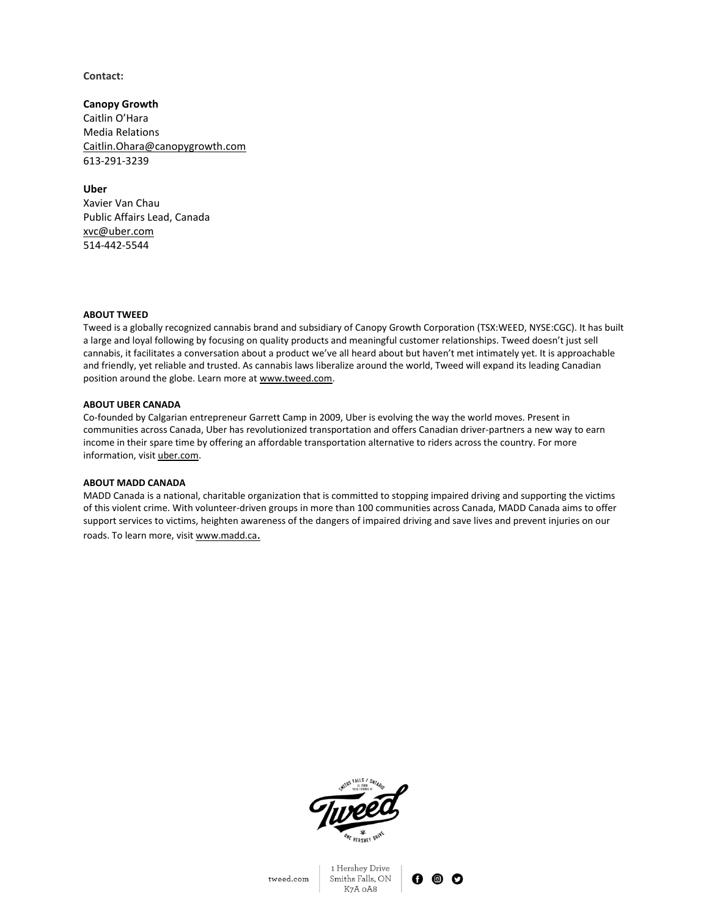**Contact:**

**Canopy Growth**
Caitlin O'Hara
Media Relations
Caitlin.Ohara@canopygrowth.com
613-291-3239

**Uber**
Xavier Van Chau
Public Affairs Lead, Canada
xvc@uber.com
514-442-5544

**ABOUT TWEED**

Tweed is a globally recognized cannabis brand and subsidiary of Canopy Growth Corporation (TSX:WEED, NYSE:CGC). It has built a large and loyal following by focusing on quality products and meaningful customer relationships. Tweed doesn't just sell cannabis, it facilitates a conversation about a product we've all heard about but haven't met intimately yet. It is approachable and friendly, yet reliable and trusted. As cannabis laws liberalize around the world, Tweed will expand its leading Canadian position around the globe. Learn more at www.tweed.com.

**ABOUT UBER CANADA**

Co-founded by Calgarian entrepreneur Garrett Camp in 2009, Uber is evolving the way the world moves. Present in communities across Canada, Uber has revolutionized transportation and offers Canadian driver-partners a new way to earn income in their spare time by offering an affordable transportation alternative to riders across the country. For more information, visit uber.com.

**ABOUT MADD CANADA**

MADD Canada is a national, charitable organization that is committed to stopping impaired driving and supporting the victims of this violent crime. With volunteer-driven groups in more than 100 communities across Canada, MADD Canada aims to offer support services to victims, heighten awareness of the dangers of impaired driving and save lives and prevent injuries on our roads. To learn more, visit www.madd.ca.

tweed.com | 1 Hershey Drive Smiths Falls, ON K7A 0A8